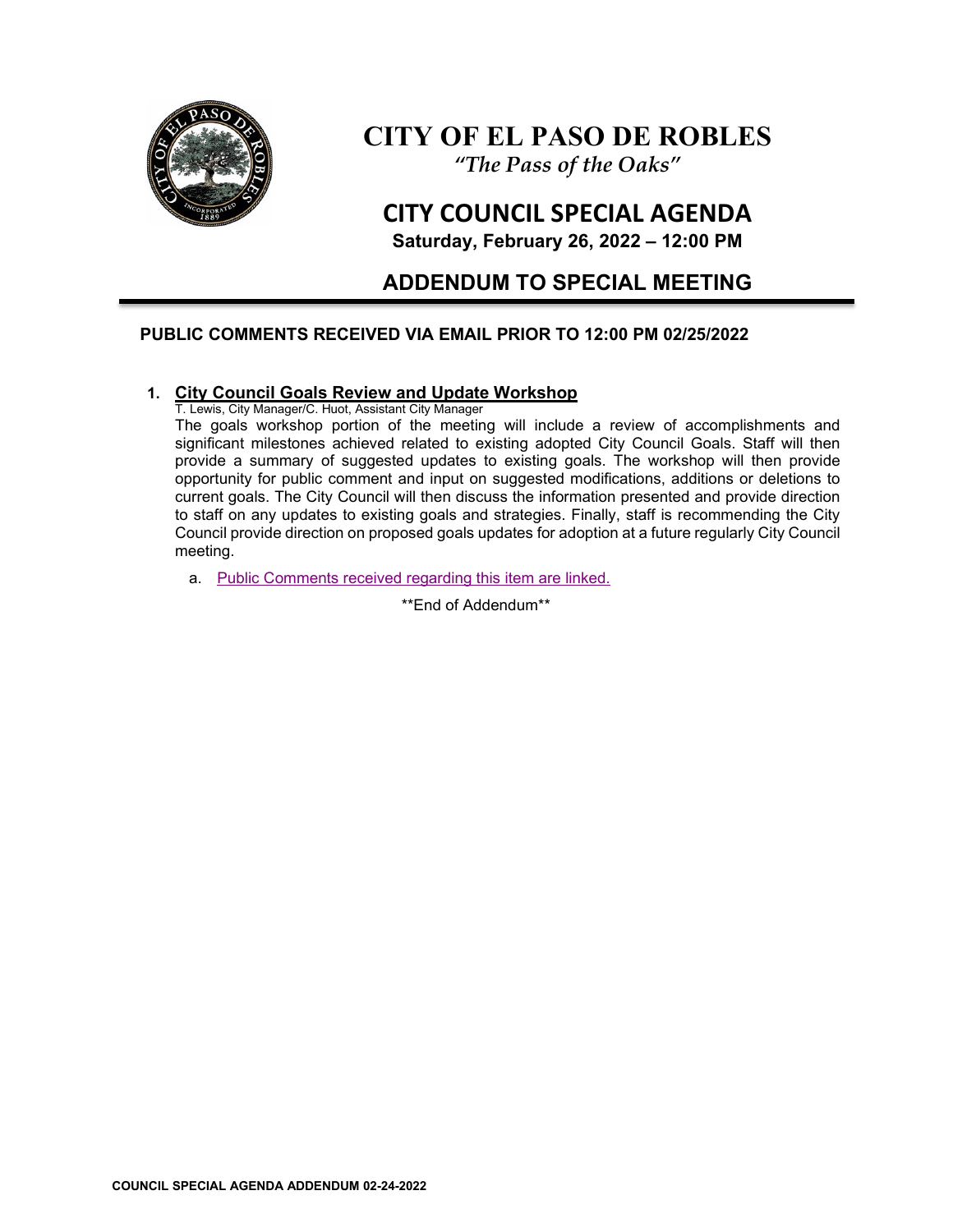# CITY OF EL PASO DE ROBLES

*"The Pass of the Oaks"*

## CITY COUNCIL SPECIAL AGENDA

**Saturday, February 26, 2022 – 12:00 PM**

## ADDENDUM TO SPECIAL MEETING

**PUBLIC COMMENTS RECEIVED VIA EMAIL PRIOR TO 12:00 PM 02/25/2022**

1. **City Council Goals Review and Update Workshop**
   T. Lewis, City Manager/C. Huot, Assistant City Manager
   The goals workshop portion of the meeting will include a review of accomplishments and significant milestones achieved related to existing adopted City Council Goals. Staff will then provide a summary of suggested updates to existing goals. The workshop will then provide opportunity for public comment and input on suggested modifications, additions or deletions to current goals. The City Council will then discuss the information presented and provide direction to staff on any updates to existing goals and strategies. Finally, staff is recommending the City Council provide direction on proposed goals updates for adoption at a future regularly City Council meeting.

   a. Public Comments received regarding this item are linked.

\*\*End of Addendum\*\*

COUNCIL SPECIAL AGENDA ADDENDUM 02-24-2022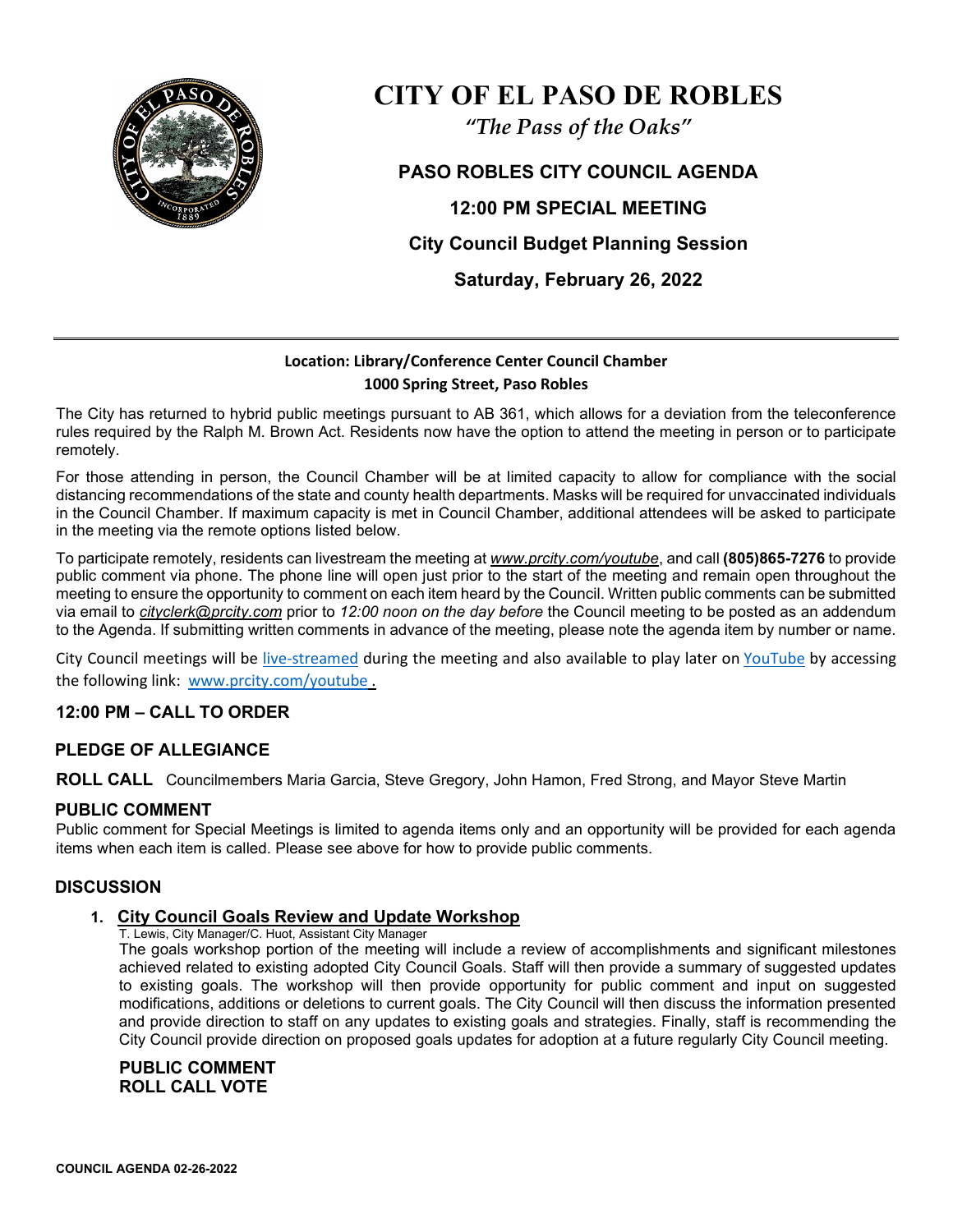# CITY OF EL PASO DE ROBLES

*"The Pass of the Oaks"*

## PASO ROBLES CITY COUNCIL AGENDA

## 12:00 PM SPECIAL MEETING

## City Council Budget Planning Session

## Saturday, February 26, 2022

---

**Location: Library/Conference Center Council Chamber**
**1000 Spring Street, Paso Robles**

The City has returned to hybrid public meetings pursuant to AB 361, which allows for a deviation from the teleconference rules required by the Ralph M. Brown Act. Residents now have the option to attend the meeting in person or to participate remotely.

For those attending in person, the Council Chamber will be at limited capacity to allow for compliance with the social distancing recommendations of the state and county health departments. Masks will be required for unvaccinated individuals in the Council Chamber. If maximum capacity is met in Council Chamber, additional attendees will be asked to participate in the meeting via the remote options listed below.

To participate remotely, residents can livestream the meeting at *www.prcity.com/youtube*, and call **(805)865-7276** to provide public comment via phone. The phone line will open just prior to the start of the meeting and remain open throughout the meeting to ensure the opportunity to comment on each item heard by the Council. Written public comments can be submitted via email to *cityclerk@prcity.com* prior to *12:00 noon on the day before* the Council meeting to be posted as an addendum to the Agenda. If submitting written comments in advance of the meeting, please note the agenda item by number or name.

City Council meetings will be live-streamed during the meeting and also available to play later on YouTube by accessing the following link: www.prcity.com/youtube .

### 12:00 PM – CALL TO ORDER

### PLEDGE OF ALLEGIANCE

**ROLL CALL** Councilmembers Maria Garcia, Steve Gregory, John Hamon, Fred Strong, and Mayor Steve Martin

### PUBLIC COMMENT

Public comment for Special Meetings is limited to agenda items only and an opportunity will be provided for each agenda items when each item is called. Please see above for how to provide public comments.

### DISCUSSION

1. **City Council Goals Review and Update Workshop**

   T. Lewis, City Manager/C. Huot, Assistant City Manager

   The goals workshop portion of the meeting will include a review of accomplishments and significant milestones achieved related to existing adopted City Council Goals. Staff will then provide a summary of suggested updates to existing goals. The workshop will then provide opportunity for public comment and input on suggested modifications, additions or deletions to current goals. The City Council will then discuss the information presented and provide direction to staff on any updates to existing goals and strategies. Finally, staff is recommending the City Council provide direction on proposed goals updates for adoption at a future regularly City Council meeting.

   **PUBLIC COMMENT**
   **ROLL CALL VOTE**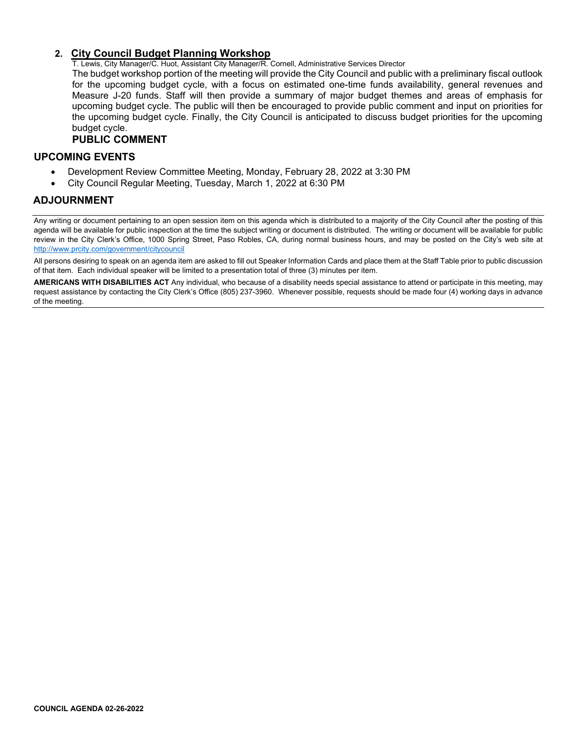**2. City Council Budget Planning Workshop**

T. Lewis, City Manager/C. Huot, Assistant City Manager/R. Cornell, Administrative Services Director

The budget workshop portion of the meeting will provide the City Council and public with a preliminary fiscal outlook for the upcoming budget cycle, with a focus on estimated one-time funds availability, general revenues and Measure J-20 funds. Staff will then provide a summary of major budget themes and areas of emphasis for upcoming budget cycle. The public will then be encouraged to provide public comment and input on priorities for the upcoming budget cycle. Finally, the City Council is anticipated to discuss budget priorities for the upcoming budget cycle.

**PUBLIC COMMENT**

## UPCOMING EVENTS

- Development Review Committee Meeting, Monday, February 28, 2022 at 3:30 PM
- City Council Regular Meeting, Tuesday, March 1, 2022 at 6:30 PM

## ADJOURNMENT

Any writing or document pertaining to an open session item on this agenda which is distributed to a majority of the City Council after the posting of this agenda will be available for public inspection at the time the subject writing or document is distributed. The writing or document will be available for public review in the City Clerk's Office, 1000 Spring Street, Paso Robles, CA, during normal business hours, and may be posted on the City's web site at http://www.prcity.com/government/citycouncil

All persons desiring to speak on an agenda item are asked to fill out Speaker Information Cards and place them at the Staff Table prior to public discussion of that item. Each individual speaker will be limited to a presentation total of three (3) minutes per item.

**AMERICANS WITH DISABILITIES ACT** Any individual, who because of a disability needs special assistance to attend or participate in this meeting, may request assistance by contacting the City Clerk's Office (805) 237-3960. Whenever possible, requests should be made four (4) working days in advance of the meeting.